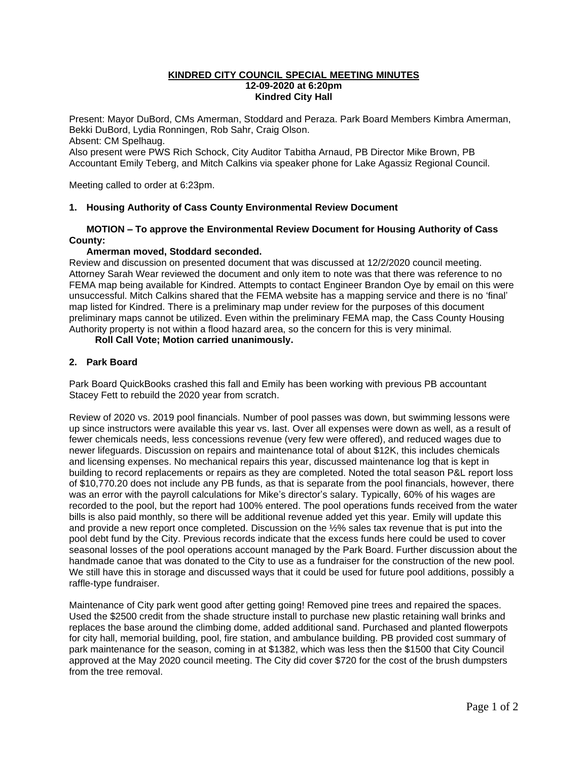**KINDRED CITY COUNCIL SPECIAL MEETING MINUTES**
**12-09-2020 at 6:20pm**
**Kindred City Hall**

Present: Mayor DuBord, CMs Amerman, Stoddard and Peraza. Park Board Members Kimbra Amerman, Bekki DuBord, Lydia Ronningen, Rob Sahr, Craig Olson.
Absent: CM Spelhaug.
Also present were PWS Rich Schock, City Auditor Tabitha Arnaud, PB Director Mike Brown, PB Accountant Emily Teberg, and Mitch Calkins via speaker phone for Lake Agassiz Regional Council.

Meeting called to order at 6:23pm.

**1. Housing Authority of Cass County Environmental Review Document**

**MOTION – To approve the Environmental Review Document for Housing Authority of Cass County:**

**Amerman moved, Stoddard seconded.**

Review and discussion on presented document that was discussed at 12/2/2020 council meeting. Attorney Sarah Wear reviewed the document and only item to note was that there was reference to no FEMA map being available for Kindred. Attempts to contact Engineer Brandon Oye by email on this were unsuccessful. Mitch Calkins shared that the FEMA website has a mapping service and there is no 'final' map listed for Kindred. There is a preliminary map under review for the purposes of this document preliminary maps cannot be utilized. Even within the preliminary FEMA map, the Cass County Housing Authority property is not within a flood hazard area, so the concern for this is very minimal.

**Roll Call Vote; Motion carried unanimously.**

**2. Park Board**

Park Board QuickBooks crashed this fall and Emily has been working with previous PB accountant Stacey Fett to rebuild the 2020 year from scratch.

Review of 2020 vs. 2019 pool financials. Number of pool passes was down, but swimming lessons were up since instructors were available this year vs. last. Over all expenses were down as well, as a result of fewer chemicals needs, less concessions revenue (very few were offered), and reduced wages due to newer lifeguards. Discussion on repairs and maintenance total of about $12K, this includes chemicals and licensing expenses. No mechanical repairs this year, discussed maintenance log that is kept in building to record replacements or repairs as they are completed. Noted the total season P&L report loss of $10,770.20 does not include any PB funds, as that is separate from the pool financials, however, there was an error with the payroll calculations for Mike's director's salary. Typically, 60% of his wages are recorded to the pool, but the report had 100% entered. The pool operations funds received from the water bills is also paid monthly, so there will be additional revenue added yet this year. Emily will update this and provide a new report once completed. Discussion on the ½% sales tax revenue that is put into the pool debt fund by the City. Previous records indicate that the excess funds here could be used to cover seasonal losses of the pool operations account managed by the Park Board. Further discussion about the handmade canoe that was donated to the City to use as a fundraiser for the construction of the new pool. We still have this in storage and discussed ways that it could be used for future pool additions, possibly a raffle-type fundraiser.

Maintenance of City park went good after getting going! Removed pine trees and repaired the spaces. Used the $2500 credit from the shade structure install to purchase new plastic retaining wall brinks and replaces the base around the climbing dome, added additional sand. Purchased and planted flowerpots for city hall, memorial building, pool, fire station, and ambulance building. PB provided cost summary of park maintenance for the season, coming in at $1382, which was less then the $1500 that City Council approved at the May 2020 council meeting. The City did cover $720 for the cost of the brush dumpsters from the tree removal.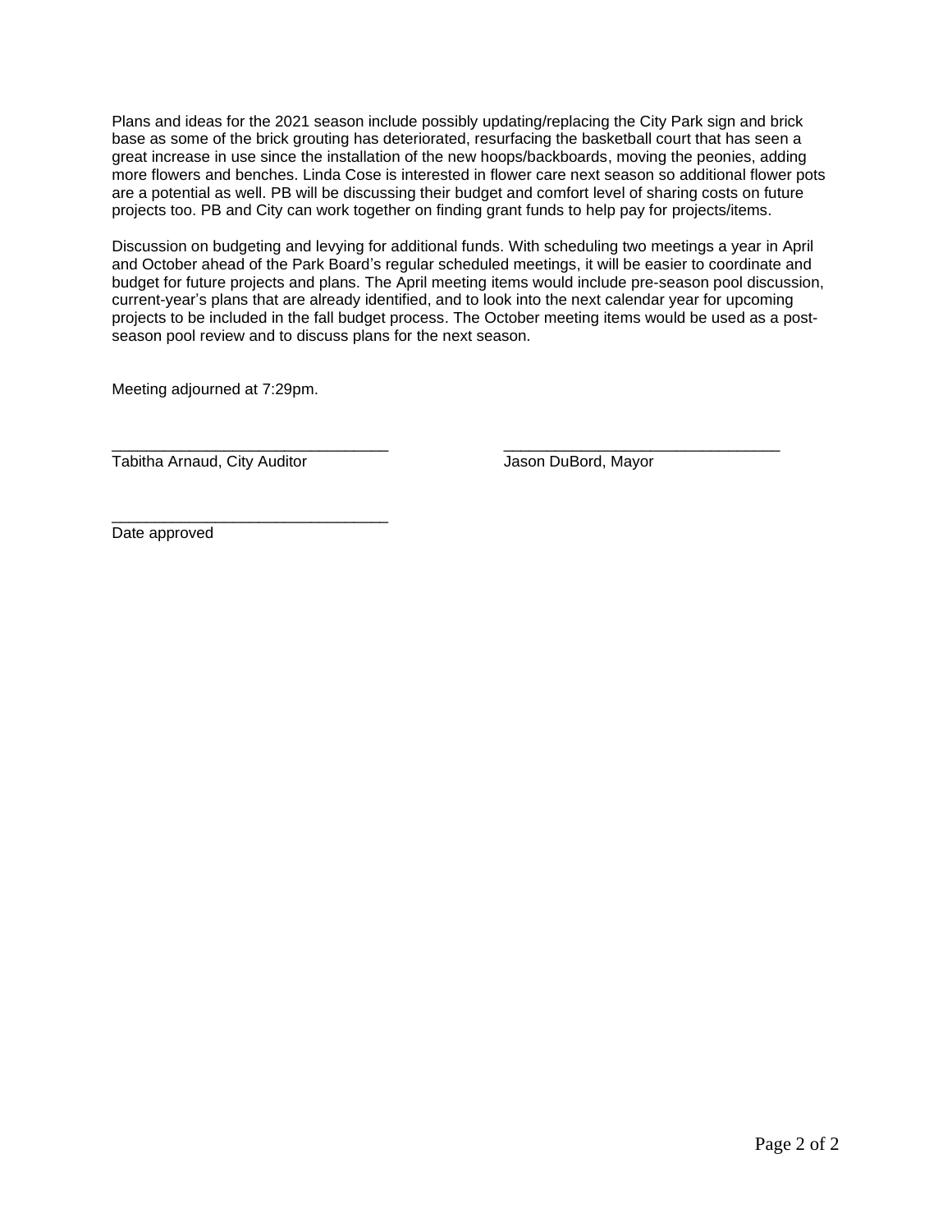Plans and ideas for the 2021 season include possibly updating/replacing the City Park sign and brick base as some of the brick grouting has deteriorated, resurfacing the basketball court that has seen a great increase in use since the installation of the new hoops/backboards, moving the peonies, adding more flowers and benches. Linda Cose is interested in flower care next season so additional flower pots are a potential as well. PB will be discussing their budget and comfort level of sharing costs on future projects too. PB and City can work together on finding grant funds to help pay for projects/items.

Discussion on budgeting and levying for additional funds. With scheduling two meetings a year in April and October ahead of the Park Board's regular scheduled meetings, it will be easier to coordinate and budget for future projects and plans. The April meeting items would include pre-season pool discussion, current-year's plans that are already identified, and to look into the next calendar year for upcoming projects to be included in the fall budget process. The October meeting items would be used as a post-season pool review and to discuss plans for the next season.

Meeting adjourned at 7:29pm.

_________________________________  _________________________________
Tabitha Arnaud, City Auditor  Jason DuBord, Mayor

_________________________________
Date approved